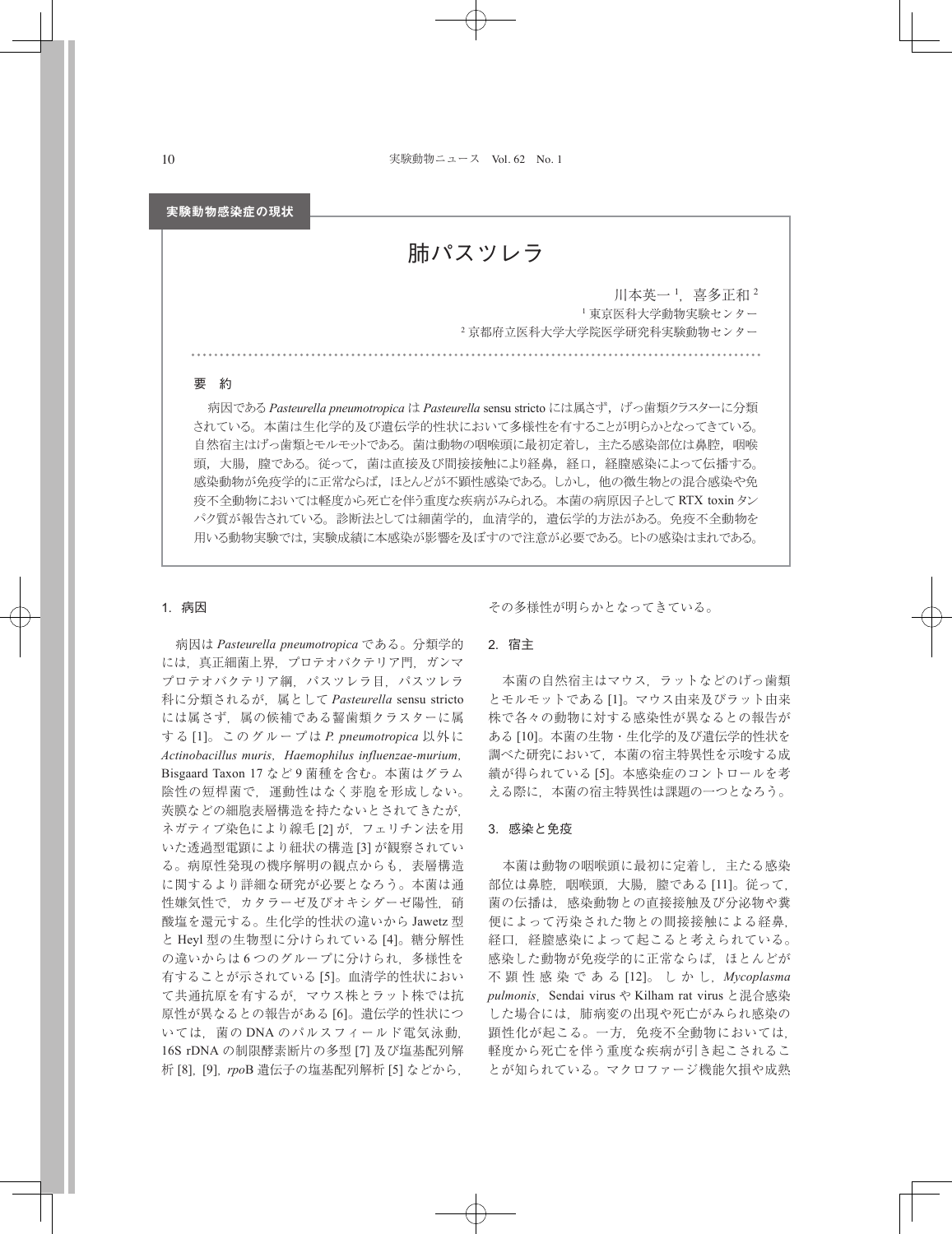実験動物感染症の現状

# 肺パスツレラ

川本英一[1]，喜多正和[2]

[1] 東京医科大学動物実験センター
[2] 京都府立医科大学大学院医学研究科実験動物センター

## 要　約

病因である *Pasteurella pneumotropica* は *Pasteurella* sensu stricto には属さず，げっ歯類クラスターに分類されている。本菌は生化学的及び遺伝学的性状において多様性を有することが明らかとなってきている。自然宿主はげっ歯類とモルモットである。菌は動物の咽喉頭に最初定着し，主たる感染部位は鼻腔，咽喉頭，大腸，膣である。従って，菌は直接及び間接接触により経鼻，経口，経膣感染によって伝播する。感染動物が免疫学的に正常ならば，ほとんどが不顕性感染である。しかし，他の微生物との混合感染や免疫不全動物においては軽度から死亡を伴う重度な疾病がみられる。本菌の病原因子として RTX toxin タンパク質が報告されている。診断法としては細菌学的，血清学的，遺伝学的方法がある。免疫不全動物を用いる動物実験では，実験成績に本感染が影響を及ぼすので注意が必要である。ヒトの感染はまれである。

## 1. 病因

病因は *Pasteurella pneumotropica* である。分類学的には，真正細菌上界，プロテオバクテリア門，ガンマプロテオバクテリア綱，パスツレラ目，パスツレラ科に分類されるが，属として *Pasteurella* sensu stricto には属さず，属の候補である齧歯類クラスターに属する [1]。このグループは *P. pneumotropica* 以外に *Actinobacillus muris*，*Haemophilus influenzae-murium*，Bisgaard Taxon 17 など 9 菌種を含む。本菌はグラム陰性の短桿菌で，運動性はなく芽胞を形成しない。莢膜などの細胞表層構造を持たないとされてきたが，ネガティブ染色により線毛 [2] が，フェリチン法を用いた透過型電顕により紐状の構造 [3] が観察されている。病原性発現の機序解明の観点からも，表層構造に関するより詳細な研究が必要となろう。本菌は通性嫌気性で，カタラーゼ及びオキシダーゼ陽性，硝酸塩を還元する。生化学的性状の違いから Jawetz 型と Heyl 型の生物型に分けられている [4]。糖分解性の違いからは 6 つのグループに分けられ，多様性を有することが示されている [5]。血清学的性状において共通抗原を有するが，マウス株とラット株では抗原性が異なるとの報告がある [6]。遺伝学的性状については，菌の DNA のパルスフィールド電気泳動，16S rDNA の制限酵素断片の多型 [7] 及び塩基配列解析 [8]，[9]，*rpo*B 遺伝子の塩基配列解析 [5] などから，その多様性が明らかとなってきている。

## 2. 宿主

本菌の自然宿主はマウス，ラットなどのげっ歯類とモルモットである [1]。マウス由来及びラット由来株で各々の動物に対する感染性が異なるとの報告がある [10]。本菌の生物・生化学的及び遺伝学的性状を調べた研究において，本菌の宿主特異性を示唆する成績が得られている [5]。本感染症のコントロールを考える際に，本菌の宿主特異性は課題の一つとなろう。

## 3. 感染と免疫

本菌は動物の咽喉頭に最初に定着し，主たる感染部位は鼻腔，咽喉頭，大腸，膣である [11]。従って，菌の伝播は，感染動物との直接接触及び分泌物や糞便によって汚染された物との間接接触による経鼻，経口，経膣感染によって起こると考えられている。感染した動物が免疫学的に正常ならば，ほとんどが不顕性感染である [12]。しかし，*Mycoplasma pulmonis*，Sendai virus や Kilham rat virus と混合感染した場合には，肺病変の出現や死亡がみられ感染の顕性化が起こる。一方，免疫不全動物においては，軽度から死亡を伴う重度な疾病が引き起こされることが知られている。マクロファージ機能欠損や成熟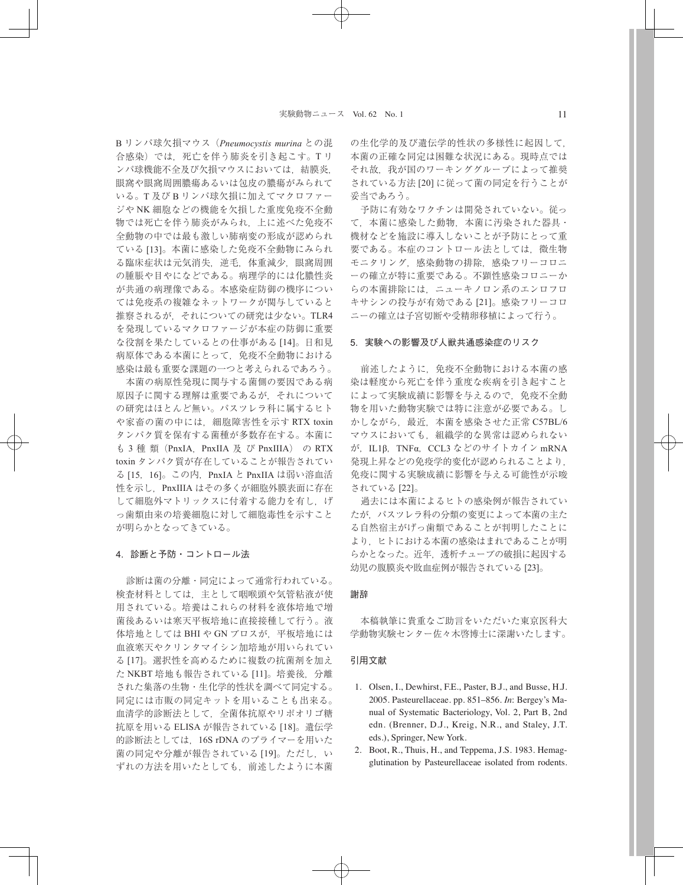B リンパ球欠損マウス（*Pneumocystis murina* との混合感染）では，死亡を伴う肺炎を引き起こす。T リンパ球機能不全及び欠損マウスにおいては，結膜炎，眼窩や眼窩周囲膿瘍あるいは包皮の膿瘍がみられている。T 及び B リンパ球欠損に加えてマクロファージや NK 細胞などの機能を欠損した重度免疫不全動物では死亡を伴う肺炎がみられ，上に述べた免疫不全動物の中では最も激しい肺病変の形成が認められている [13]。本菌に感染した免疫不全動物にみられる臨床症状は元気消失，逆毛，体重減少，眼窩周囲の腫脹や目やになどである。病理学的には化膿性炎が共通の病理像である。本感染症防御の機序については免疫系の複雑なネットワークが関与していると推察されるが，それについての研究は少ない。TLR4 を発現しているマクロファージが本症の防御に重要な役割を果たしているとの仕事がある [14]。日和見病原体である本菌にとって，免疫不全動物における感染は最も重要な課題の一つと考えられるであろう。

本菌の病原性発現に関与する菌側の要因である病原因子に関する理解は重要であるが，それについての研究はほとんど無い。パスツレラ科に属するヒトや家畜の菌の中には，細胞障害性を示す RTX toxin タンパク質を保有する菌種が多数存在する。本菌にも 3 種類（PnxIA，PnxIIA 及び PnxIIIA）の RTX toxin タンパク質が存在していることが報告されている [15，16]。この内，PnxIA と PnxIIA は弱い溶血活性を示し，PnxIIIA はその多くが細胞外膜表面に存在して細胞外マトリックスに付着する能力を有し，げっ歯類由来の培養細胞に対して細胞毒性を示すことが明らかとなってきている。

## 4．診断と予防・コントロール法

診断は菌の分離・同定によって通常行われている。検査材料としては，主として咽喉頭や気管粘液が使用されている。培養はこれらの材料を液体培地で増菌後あるいは寒天平板培地に直接接種して行う。液体培地としては BHI や GN ブロスが，平板培地には血液寒天やクリンタマイシン加培地が用いられている [17]。選択性を高めるために複数の抗菌剤を加えた NKBT 培地も報告されている [11]。培養後，分離された集落の生物・生化学的性状を調べて同定する。同定には市販の同定キットを用いることも出来る。血清学的診断法として，全菌体抗原やリポオリゴ糖抗原を用いる ELISA が報告されている [18]。遺伝学的診断法としては，16S rDNA のプライマーを用いた菌の同定や分離が報告されている [19]。ただし，いずれの方法を用いたとしても，前述したように本菌の生化学的及び遺伝学的性状の多様性に起因して，本菌の正確な同定は困難な状況にある。現時点ではそれ故，我が国のワーキンググループによって推奨されている方法 [20] に従って菌の同定を行うことが妥当であろう。

予防に有効なワクチンは開発されていない。従って，本菌に感染した動物，本菌に汚染された器具・機材などを施設に導入しないことが予防にとって重要である。本症のコントロール法としては，微生物モニタリング，感染動物の排除，感染フリーコロニーの確立が特に重要である。不顕性感染コロニーからの本菌排除には，ニューキノロン系のエンロフロキサシンの投与が有効である [21]。感染フリーコロニーの確立は子宮切断や受精卵移植によって行う。

## 5．実験への影響及び人獣共通感染症のリスク

前述したように，免疫不全動物における本菌の感染は軽度から死亡を伴う重度な疾病を引き起すことによって実験成績に影響を与えるので，免疫不全動物を用いた動物実験では特に注意が必要である。しかしながら，最近，本菌を感染させた正常 C57BL/6 マウスにおいても，組織学的な異常は認められないが，IL1β，TNFα，CCL3 などのサイトカイン mRNA 発現上昇などの免疫学的変化が認められることより，免疫に関する実験成績に影響を与える可能性が示唆されている [22]。

過去には本菌によるヒトの感染例が報告されていたが，パスツレラ科の分類の変更によって本菌の主たる自然宿主がげっ歯類であることが判明したことにより，ヒトにおける本菌の感染はまれであることが明らかとなった。近年，透析チューブの破損に起因する幼児の腹膜炎や敗血症例が報告されている [23]。

## 謝辞

本稿執筆に貴重なご助言をいただいた東京医科大学動物実験センター佐々木啓博士に深謝いたします。

## 引用文献

1. Olsen, I., Dewhirst, F.E., Paster, B.J., and Busse, H.J. 2005. Pasteurellaceae. pp. 851–856. *In*: Bergey's Manual of Systematic Bacteriology, Vol. 2, Part B, 2nd edn. (Brenner, D.J., Kreig, N.R., and Staley, J.T. eds.), Springer, New York.
2. Boot, R., Thuis, H., and Teppema, J.S. 1983. Hemagglutination by Pasteurellaceae isolated from rodents.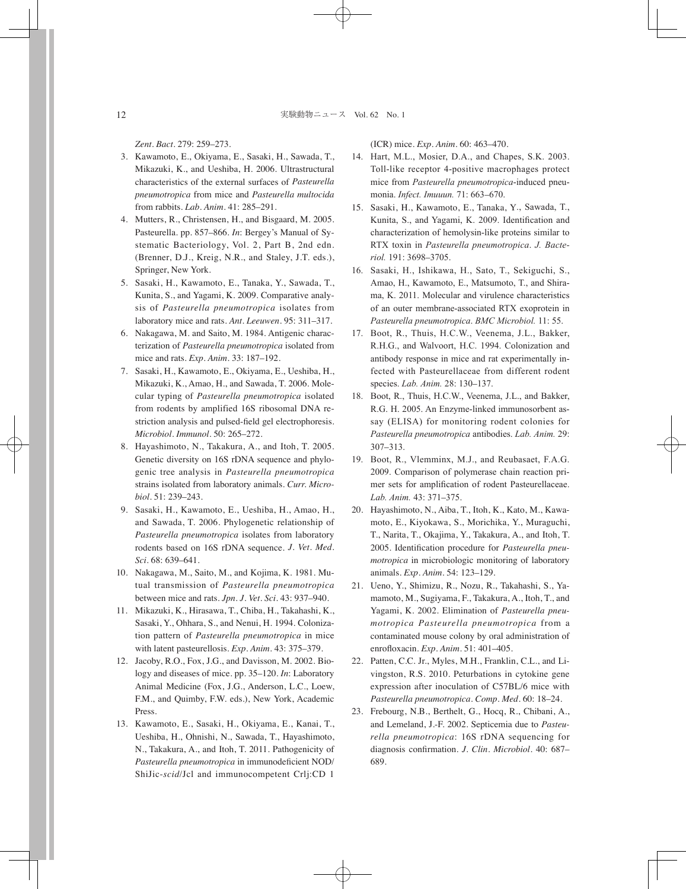*Zent. Bact.* 279: 259–273.

3. Kawamoto, E., Okiyama, E., Sasaki, H., Sawada, T., Mikazuki, K., and Ueshiba, H. 2006. Ultrastructural characteristics of the external surfaces of *Pasteurella pneumotropica* from mice and *Pasteurella multocida* from rabbits. *Lab. Anim.* 41: 285–291.
4. Mutters, R., Christensen, H., and Bisgaard, M. 2005. Pasteurella. pp. 857–866. *In*: Bergey's Manual of Systematic Bacteriology, Vol. 2, Part B, 2nd edn. (Brenner, D.J., Kreig, N.R., and Staley, J.T. eds.), Springer, New York.
5. Sasaki, H., Kawamoto, E., Tanaka, Y., Sawada, T., Kunita, S., and Yagami, K. 2009. Comparative analysis of *Pasteurella pneumotropica* isolates from laboratory mice and rats. *Ant. Leeuwen.* 95: 311–317.
6. Nakagawa, M. and Saito, M. 1984. Antigenic characterization of *Pasteurella pneumotropica* isolated from mice and rats. *Exp. Anim.* 33: 187–192.
7. Sasaki, H., Kawamoto, E., Okiyama, E., Ueshiba, H., Mikazuki, K., Amao, H., and Sawada, T. 2006. Molecular typing of *Pasteurella pneumotropica* isolated from rodents by amplified 16S ribosomal DNA restriction analysis and pulsed-field gel electrophoresis. *Microbiol. Immunol.* 50: 265–272.
8. Hayashimoto, N., Takakura, A., and Itoh, T. 2005. Genetic diversity on 16S rDNA sequence and phylogenic tree analysis in *Pasteurella pneumotropica* strains isolated from laboratory animals. *Curr. Microbiol.* 51: 239–243.
9. Sasaki, H., Kawamoto, E., Ueshiba, H., Amao, H., and Sawada, T. 2006. Phylogenetic relationship of *Pasteurella pneumotropica* isolates from laboratory rodents based on 16S rDNA sequence. *J. Vet. Med. Sci.* 68: 639–641.
10. Nakagawa, M., Saito, M., and Kojima, K. 1981. Mutual transmission of *Pasteurella pneumotropica* between mice and rats. *Jpn. J. Vet. Sci.* 43: 937–940.
11. Mikazuki, K., Hirasawa, T., Chiba, H., Takahashi, K., Sasaki, Y., Ohhara, S., and Nenui, H. 1994. Colonization pattern of *Pasteurella pneumotropica* in mice with latent pasteurellosis. *Exp. Anim.* 43: 375–379.
12. Jacoby, R.O., Fox, J.G., and Davisson, M. 2002. Biology and diseases of mice. pp. 35–120. *In*: Laboratory Animal Medicine (Fox, J.G., Anderson, L.C., Loew, F.M., and Quimby, F.W. eds.), New York, Academic Press.
13. Kawamoto, E., Sasaki, H., Okiyama, E., Kanai, T., Ueshiba, H., Ohnishi, N., Sawada, T., Hayashimoto, N., Takakura, A., and Itoh, T. 2011. Pathogenicity of *Pasteurella pneumotropica* in immunodeficient NOD/ShiJic-*scid*/Jcl and immunocompetent Crlj:CD 1 (ICR) mice. *Exp. Anim.* 60: 463–470.
14. Hart, M.L., Mosier, D.A., and Chapes, S.K. 2003. Toll-like receptor 4-positive macrophages protect mice from *Pasteurella pneumotropica*-induced pneumonia. *Infect. Imuuun.* 71: 663–670.
15. Sasaki, H., Kawamoto, E., Tanaka, Y., Sawada, T., Kunita, S., and Yagami, K. 2009. Identification and characterization of hemolysin-like proteins similar to RTX toxin in *Pasteurella pneumotropica*. *J. Bacteriol.* 191: 3698–3705.
16. Sasaki, H., Ishikawa, H., Sato, T., Sekiguchi, S., Amao, H., Kawamoto, E., Matsumoto, T., and Shirama, K. 2011. Molecular and virulence characteristics of an outer membrane-associated RTX exoprotein in *Pasteurella pneumotropica*. *BMC Microbiol.* 11: 55.
17. Boot, R., Thuis, H.C.W., Veenema, J.L., Bakker, R.H.G., and Walvoort, H.C. 1994. Colonization and antibody response in mice and rat experimentally infected with Pasteurellaceae from different rodent species. *Lab. Anim.* 28: 130–137.
18. Boot, R., Thuis, H.C.W., Veenema, J.L., and Bakker, R.G. H. 2005. An Enzyme-linked immunosorbent assay (ELISA) for monitoring rodent colonies for *Pasteurella pneumotropica* antibodies. *Lab. Anim.* 29: 307–313.
19. Boot, R., Vlemminx, M.J., and Reubasaet, F.A.G. 2009. Comparison of polymerase chain reaction primer sets for amplification of rodent Pasteurellaceae. *Lab. Anim.* 43: 371–375.
20. Hayashimoto, N., Aiba, T., Itoh, K., Kato, M., Kawamoto, E., Kiyokawa, S., Morichika, Y., Muraguchi, T., Narita, T., Okajima, Y., Takakura, A., and Itoh, T. 2005. Identification procedure for *Pasteurella pneumotropica* in microbiologic monitoring of laboratory animals. *Exp. Anim.* 54: 123–129.
21. Ueno, Y., Shimizu, R., Nozu, R., Takahashi, S., Yamamoto, M., Sugiyama, F., Takakura, A., Itoh, T., and Yagami, K. 2002. Elimination of *Pasteurella pneumotropica Pasteurella pneumotropica* from a contaminated mouse colony by oral administration of enrofloxacin. *Exp. Anim.* 51: 401–405.
22. Patten, C.C. Jr., Myles, M.H., Franklin, C.L., and Livingston, R.S. 2010. Peturbations in cytokine gene expression after inoculation of C57BL/6 mice with *Pasteurella pneumotropica*. *Comp. Med.* 60: 18–24.
23. Frebourg, N.B., Berthelt, G., Hocq, R., Chibani, A., and Lemeland, J.-F. 2002. Septicemia due to *Pasteurella pneumotropica*: 16S rDNA sequencing for diagnosis confirmation. *J. Clin. Microbiol.* 40: 687–689.